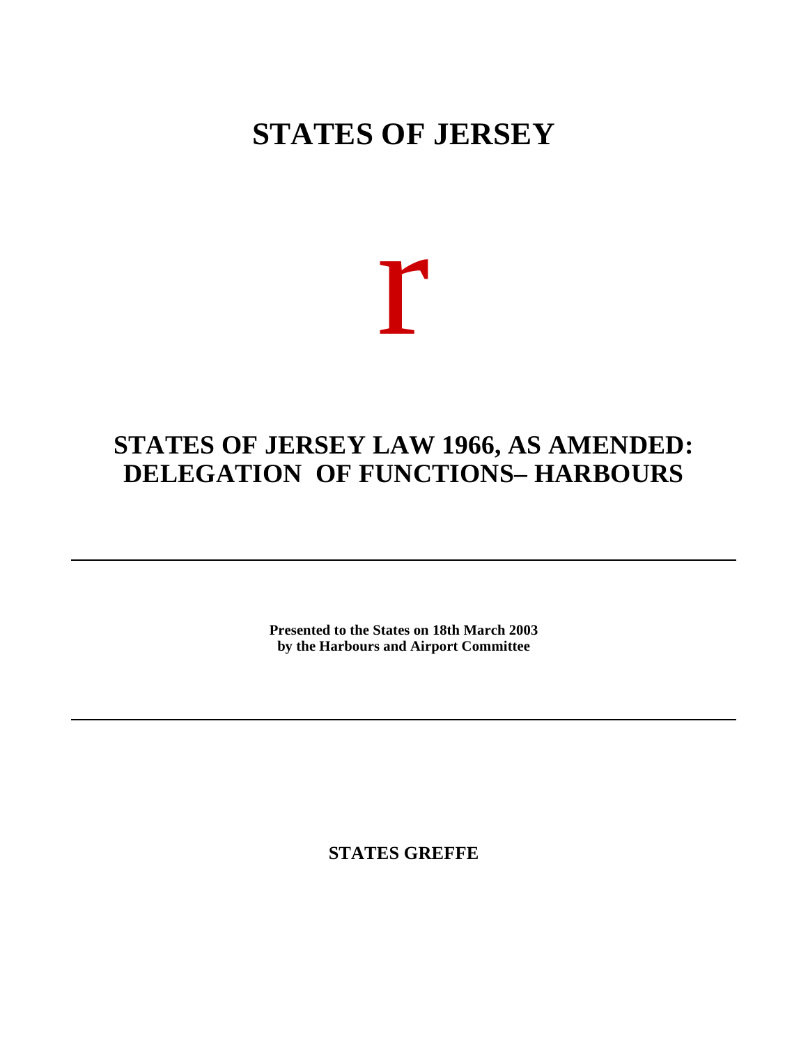# STATES OF JERSEY

r

## STATES OF JERSEY LAW 1966, AS AMENDED: DELEGATION OF FUNCTIONS– HARBOURS

---

**Presented to the States on 18th March 2003**
**by the Harbours and Airport Committee**

---

**STATES GREFFE**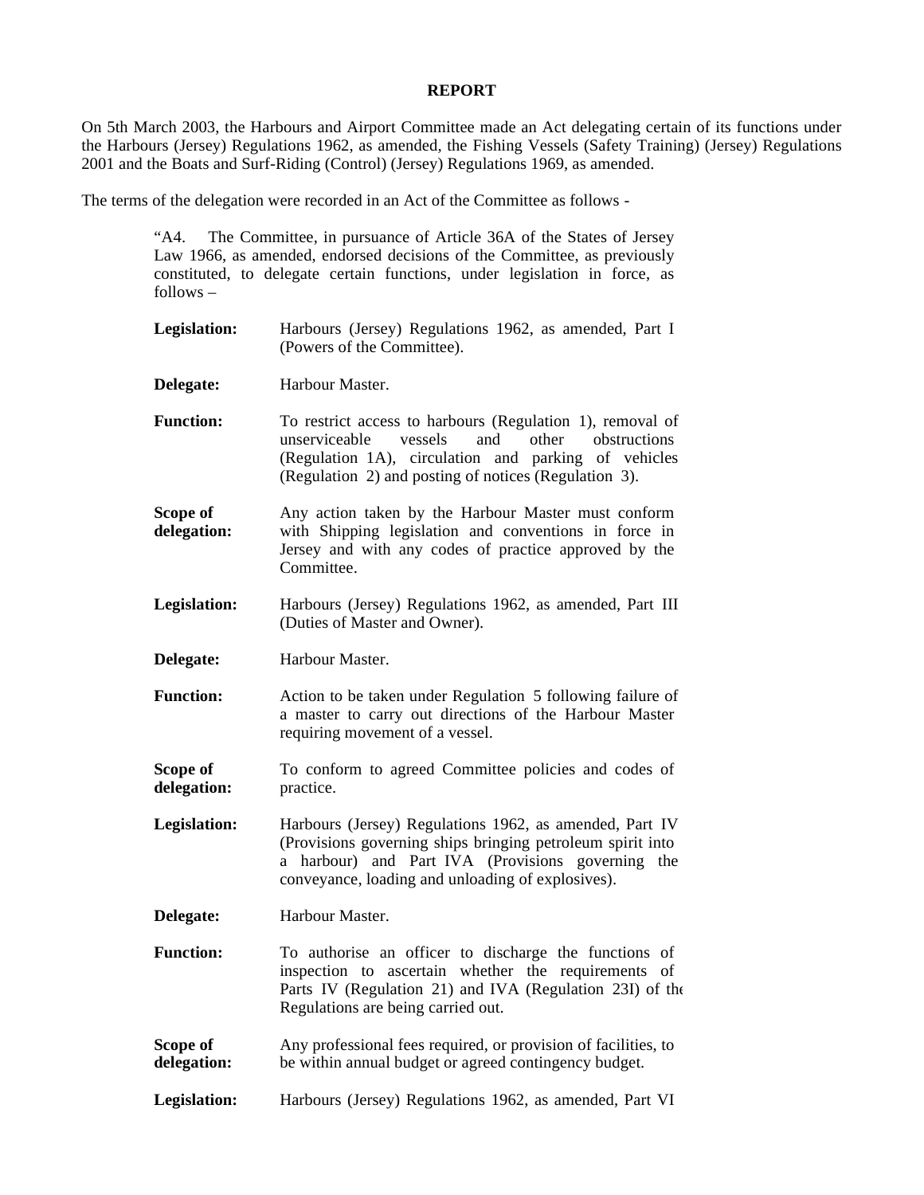## REPORT

On 5th March 2003, the Harbours and Airport Committee made an Act delegating certain of its functions under the Harbours (Jersey) Regulations 1962, as amended, the Fishing Vessels (Safety Training) (Jersey) Regulations 2001 and the Boats and Surf-Riding (Control) (Jersey) Regulations 1969, as amended.

The terms of the delegation were recorded in an Act of the Committee as follows -

> "A4. The Committee, in pursuance of Article 36A of the States of Jersey Law 1966, as amended, endorsed decisions of the Committee, as previously constituted, to delegate certain functions, under legislation in force, as follows –
>
> **Legislation:** Harbours (Jersey) Regulations 1962, as amended, Part I (Powers of the Committee).
>
> **Delegate:** Harbour Master.
>
> **Function:** To restrict access to harbours (Regulation 1), removal of unserviceable vessels and other obstructions (Regulation 1A), circulation and parking of vehicles (Regulation 2) and posting of notices (Regulation 3).
>
> **Scope of delegation:** Any action taken by the Harbour Master must conform with Shipping legislation and conventions in force in Jersey and with any codes of practice approved by the Committee.
>
> **Legislation:** Harbours (Jersey) Regulations 1962, as amended, Part III (Duties of Master and Owner).
>
> **Delegate:** Harbour Master.
>
> **Function:** Action to be taken under Regulation 5 following failure of a master to carry out directions of the Harbour Master requiring movement of a vessel.
>
> **Scope of delegation:** To conform to agreed Committee policies and codes of practice.
>
> **Legislation:** Harbours (Jersey) Regulations 1962, as amended, Part IV (Provisions governing ships bringing petroleum spirit into a harbour) and Part IVA (Provisions governing the conveyance, loading and unloading of explosives).
>
> **Delegate:** Harbour Master.
>
> **Function:** To authorise an officer to discharge the functions of inspection to ascertain whether the requirements of Parts IV (Regulation 21) and IVA (Regulation 23I) of the Regulations are being carried out.
>
> **Scope of delegation:** Any professional fees required, or provision of facilities, to be within annual budget or agreed contingency budget.
>
> **Legislation:** Harbours (Jersey) Regulations 1962, as amended, Part VI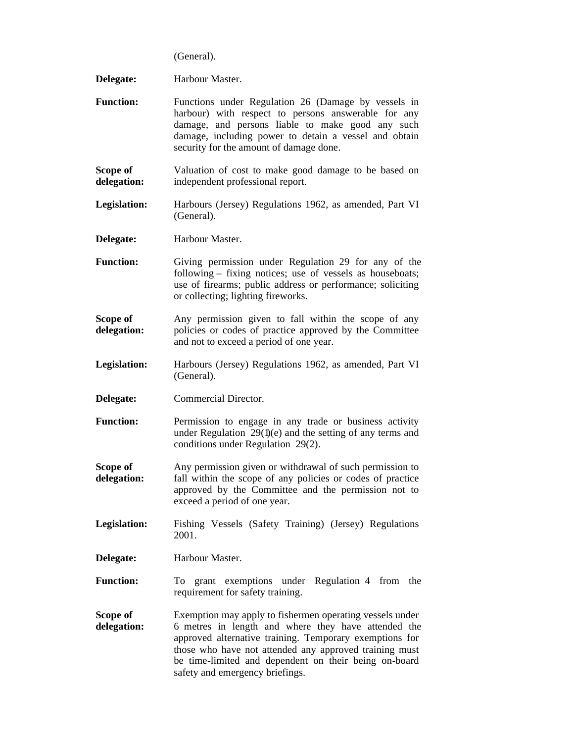(General).

**Delegate:** Harbour Master.

**Function:** Functions under Regulation 26 (Damage by vessels in harbour) with respect to persons answerable for any damage, and persons liable to make good any such damage, including power to detain a vessel and obtain security for the amount of damage done.

**Scope of delegation:** Valuation of cost to make good damage to be based on independent professional report.

**Legislation:** Harbours (Jersey) Regulations 1962, as amended, Part VI (General).

**Delegate:** Harbour Master.

**Function:** Giving permission under Regulation 29 for any of the following – fixing notices; use of vessels as houseboats; use of firearms; public address or performance; soliciting or collecting; lighting fireworks.

**Scope of delegation:** Any permission given to fall within the scope of any policies or codes of practice approved by the Committee and not to exceed a period of one year.

**Legislation:** Harbours (Jersey) Regulations 1962, as amended, Part VI (General).

**Delegate:** Commercial Director.

**Function:** Permission to engage in any trade or business activity under Regulation 29(1)(e) and the setting of any terms and conditions under Regulation 29(2).

**Scope of delegation:** Any permission given or withdrawal of such permission to fall within the scope of any policies or codes of practice approved by the Committee and the permission not to exceed a period of one year.

**Legislation:** Fishing Vessels (Safety Training) (Jersey) Regulations 2001.

**Delegate:** Harbour Master.

**Function:** To grant exemptions under Regulation 4 from the requirement for safety training.

**Scope of delegation:** Exemption may apply to fishermen operating vessels under 6 metres in length and where they have attended the approved alternative training. Temporary exemptions for those who have not attended any approved training must be time-limited and dependent on their being on-board safety and emergency briefings.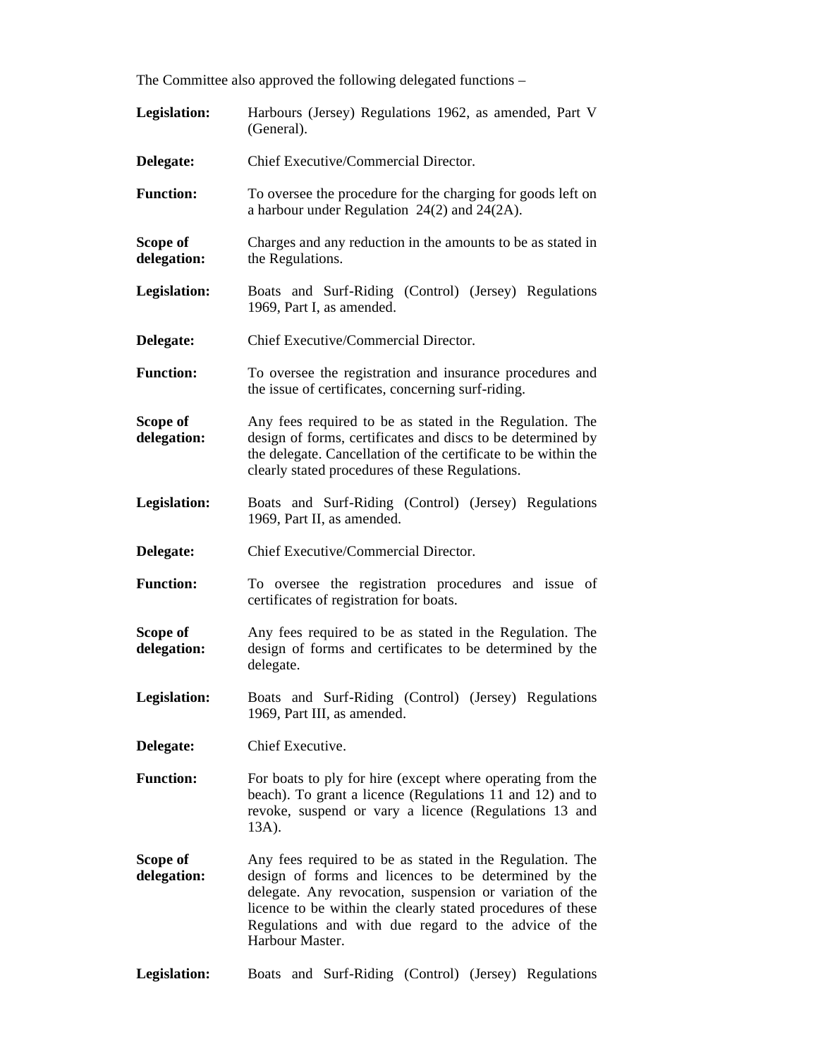The Committee also approved the following delegated functions –

**Legislation:** Harbours (Jersey) Regulations 1962, as amended, Part V (General).

**Delegate:** Chief Executive/Commercial Director.

**Function:** To oversee the procedure for the charging for goods left on a harbour under Regulation 24(2) and 24(2A).

**Scope of delegation:** Charges and any reduction in the amounts to be as stated in the Regulations.

**Legislation:** Boats and Surf-Riding (Control) (Jersey) Regulations 1969, Part I, as amended.

**Delegate:** Chief Executive/Commercial Director.

**Function:** To oversee the registration and insurance procedures and the issue of certificates, concerning surf-riding.

**Scope of delegation:** Any fees required to be as stated in the Regulation. The design of forms, certificates and discs to be determined by the delegate. Cancellation of the certificate to be within the clearly stated procedures of these Regulations.

**Legislation:** Boats and Surf-Riding (Control) (Jersey) Regulations 1969, Part II, as amended.

**Delegate:** Chief Executive/Commercial Director.

**Function:** To oversee the registration procedures and issue of certificates of registration for boats.

**Scope of delegation:** Any fees required to be as stated in the Regulation. The design of forms and certificates to be determined by the delegate.

**Legislation:** Boats and Surf-Riding (Control) (Jersey) Regulations 1969, Part III, as amended.

**Delegate:** Chief Executive.

**Function:** For boats to ply for hire (except where operating from the beach). To grant a licence (Regulations 11 and 12) and to revoke, suspend or vary a licence (Regulations 13 and 13A).

**Scope of delegation:** Any fees required to be as stated in the Regulation. The design of forms and licences to be determined by the delegate. Any revocation, suspension or variation of the licence to be within the clearly stated procedures of these Regulations and with due regard to the advice of the Harbour Master.

**Legislation:** Boats and Surf-Riding (Control) (Jersey) Regulations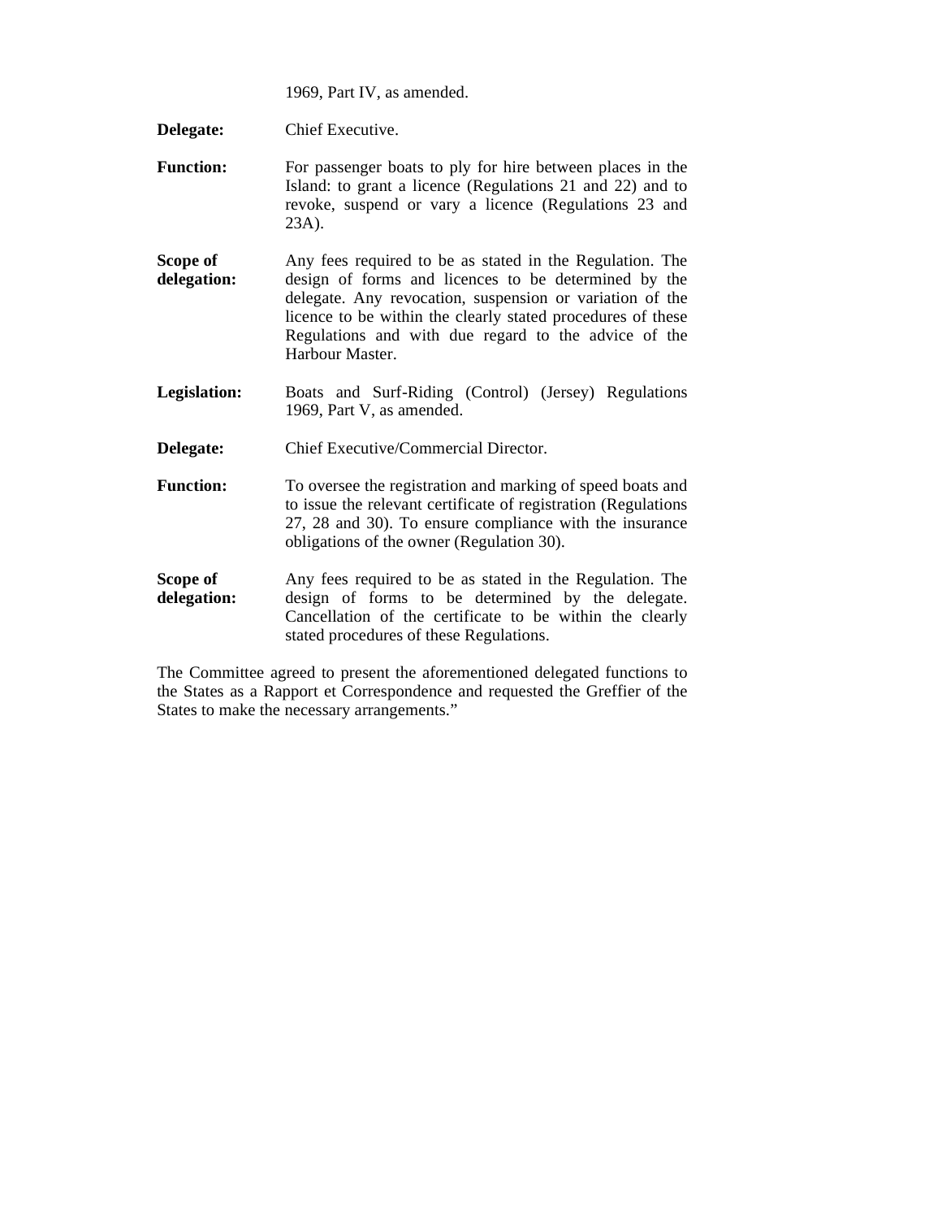1969, Part IV, as amended.

**Delegate:** Chief Executive.

**Function:** For passenger boats to ply for hire between places in the Island: to grant a licence (Regulations 21 and 22) and to revoke, suspend or vary a licence (Regulations 23 and 23A).

**Scope of delegation:** Any fees required to be as stated in the Regulation. The design of forms and licences to be determined by the delegate. Any revocation, suspension or variation of the licence to be within the clearly stated procedures of these Regulations and with due regard to the advice of the Harbour Master.

**Legislation:** Boats and Surf-Riding (Control) (Jersey) Regulations 1969, Part V, as amended.

**Delegate:** Chief Executive/Commercial Director.

**Function:** To oversee the registration and marking of speed boats and to issue the relevant certificate of registration (Regulations 27, 28 and 30). To ensure compliance with the insurance obligations of the owner (Regulation 30).

**Scope of delegation:** Any fees required to be as stated in the Regulation. The design of forms to be determined by the delegate. Cancellation of the certificate to be within the clearly stated procedures of these Regulations.

The Committee agreed to present the aforementioned delegated functions to the States as a Rapport et Correspondence and requested the Greffier of the States to make the necessary arrangements."